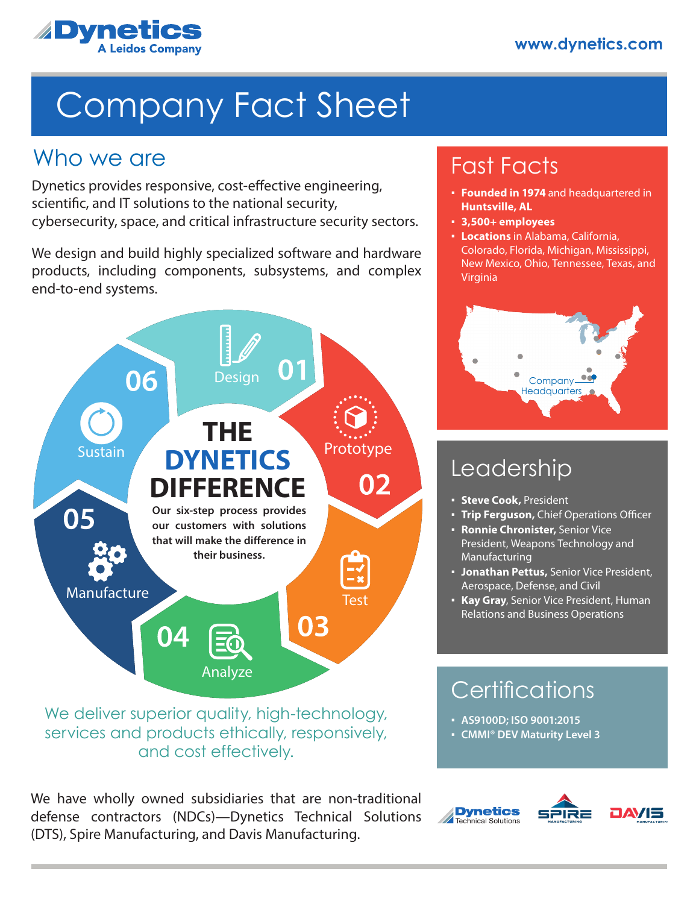Dynetics
A Leidos Company

www.dynetics.com

# Company Fact Sheet

## Who we are

Dynetics provides responsive, cost-effective engineering, scientific, and IT solutions to the national security, cybersecurity, space, and critical infrastructure security sectors.

We design and build highly specialized software and hardware products, including components, subsystems, and complex end-to-end systems.

### THE DYNETICS DIFFERENCE

**Our six-step process provides our customers with solutions that will make the difference in their business.**

- 01 Design
- 02 Prototype
- 03 Test
- 04 Analyze
- 05 Manufacture
- 06 Sustain

We deliver superior quality, high-technology, services and products ethically, responsibly, and cost effectively.

We have wholly owned subsidiaries that are non-traditional defense contractors (NDCs)—Dynetics Technical Solutions (DTS), Spire Manufacturing, and Davis Manufacturing.

## Fast Facts

- **Founded in 1974** and headquartered in **Huntsville, AL**
- **3,500+ employees**
- **Locations** in Alabama, California, Colorado, Florida, Michigan, Mississippi, New Mexico, Ohio, Tennessee, Texas, and Virginia

Company Headquarters

## Leadership

- **Steve Cook,** President
- **Trip Ferguson,** Chief Operations Officer
- **Ronnie Chronister,** Senior Vice President, Weapons Technology and Manufacturing
- **Jonathan Pettus,** Senior Vice President, Aerospace, Defense, and Civil
- **Kay Gray**, Senior Vice President, Human Relations and Business Operations

## Certifications

- **AS9100D; ISO 9001:2015**
- **CMMI® DEV Maturity Level 3**

Dynetics Technical Solutions | SPIRE Manufacturing | DAVIS Manufacturing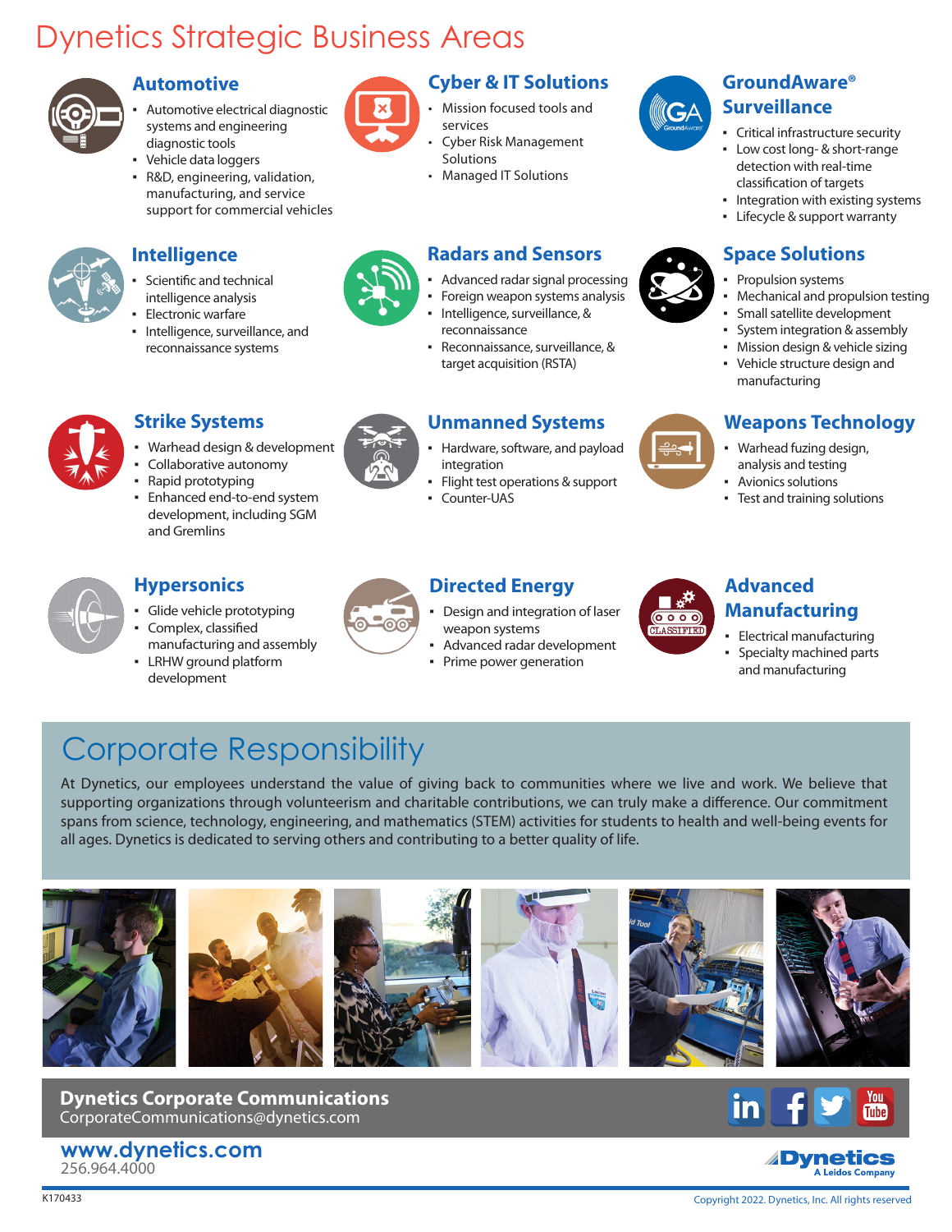# Dynetics Strategic Business Areas

## Automotive

- Automotive electrical diagnostic systems and engineering diagnostic tools
- Vehicle data loggers
- R&D, engineering, validation, manufacturing, and service support for commercial vehicles

## Cyber & IT Solutions

- Mission focused tools and services
- Cyber Risk Management Solutions
- Managed IT Solutions

## GroundAware® Surveillance

- Critical infrastructure security
- Low cost long- & short-range detection with real-time classification of targets
- Integration with existing systems
- Lifecycle & support warranty

## Intelligence

- Scientific and technical intelligence analysis
- Electronic warfare
- Intelligence, surveillance, and reconnaissance systems

## Radars and Sensors

- Advanced radar signal processing
- Foreign weapon systems analysis
- Intelligence, surveillance, & reconnaissance
- Reconnaissance, surveillance, & target acquisition (RSTA)

## Space Solutions

- Propulsion systems
- Mechanical and propulsion testing
- Small satellite development
- System integration & assembly
- Mission design & vehicle sizing
- Vehicle structure design and manufacturing

## Strike Systems

- Warhead design & development
- Collaborative autonomy
- Rapid prototyping
- Enhanced end-to-end system development, including SGM and Gremlins

## Unmanned Systems

- Hardware, software, and payload integration
- Flight test operations & support
- Counter-UAS

## Weapons Technology

- Warhead fuzing design, analysis and testing
- Avionics solutions
- Test and training solutions

## Hypersonics

- Glide vehicle prototyping
- Complex, classified manufacturing and assembly
- LRHW ground platform development

## Directed Energy

- Design and integration of laser weapon systems
- Advanced radar development
- Prime power generation

## Advanced Manufacturing

- Electrical manufacturing
- Specialty machined parts and manufacturing

# Corporate Responsibility

At Dynetics, our employees understand the value of giving back to communities where we live and work. We believe that supporting organizations through volunteerism and charitable contributions, we can truly make a difference. Our commitment spans from science, technology, engineering, and mathematics (STEM) activities for students to health and well-being events for all ages. Dynetics is dedicated to serving others and contributing to a better quality of life.

**Dynetics Corporate Communications**
CorporateCommunications@dynetics.com

**www.dynetics.com**
256.964.4000

Dynetics
A Leidos Company

K170433

Copyright 2022. Dynetics, Inc. All rights reserved